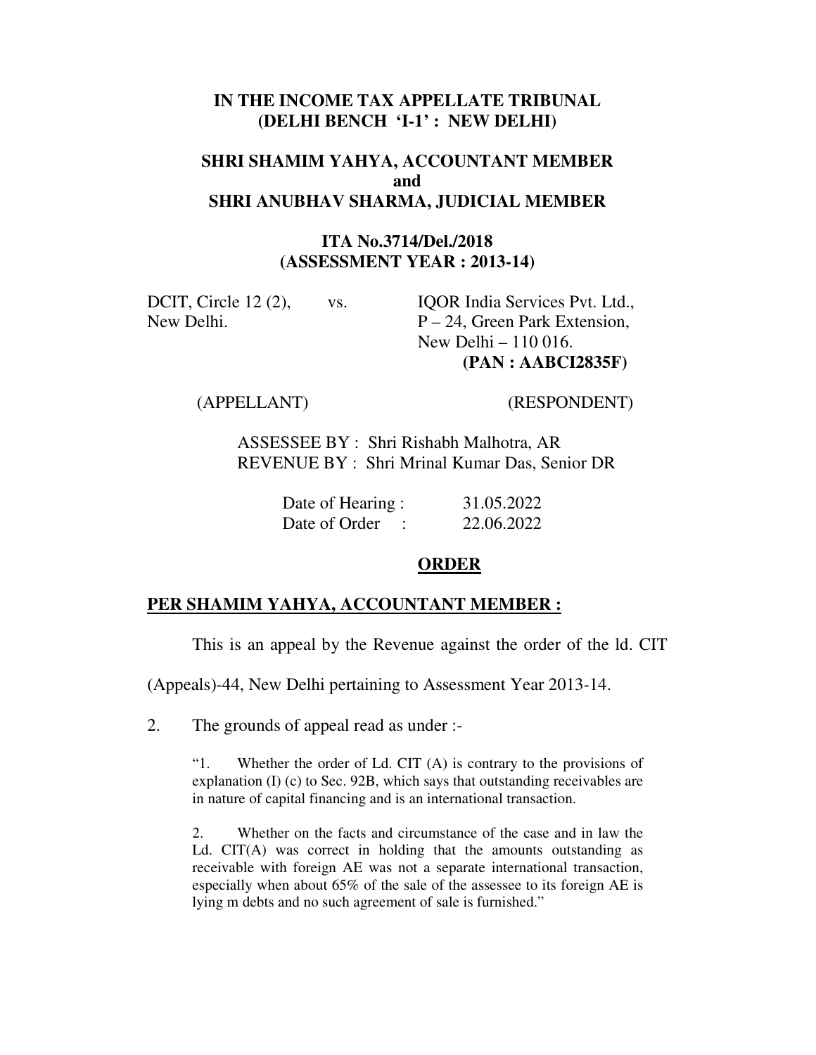**IN THE INCOME TAX APPELLATE TRIBUNAL**
**(DELHI BENCH 'I-1' : NEW DELHI)**

**SHRI SHAMIM YAHYA, ACCOUNTANT MEMBER**
**and**
**SHRI ANUBHAV SHARMA, JUDICIAL MEMBER**

**ITA No.3714/Del./2018**
**(ASSESSMENT YEAR : 2013-14)**

| | | |
|---|---|---|
| DCIT, Circle 12 (2), New Delhi. | vs. | IQOR India Services Pvt. Ltd., P – 24, Green Park Extension, New Delhi – 110 016. **(PAN : AABCI2835F)** |
| (APPELLANT) | | (RESPONDENT) |

ASSESSEE BY : Shri Rishabh Malhotra, AR
REVENUE BY : Shri Mrinal Kumar Das, Senior DR

Date of Hearing : 31.05.2022
Date of Order : 22.06.2022

## ORDER

**PER SHAMIM YAHYA, ACCOUNTANT MEMBER :**

This is an appeal by the Revenue against the order of the ld. CIT (Appeals)-44, New Delhi pertaining to Assessment Year 2013-14.

2. The grounds of appeal read as under :-

> "1. Whether the order of Ld. CIT (A) is contrary to the provisions of explanation (I) (c) to Sec. 92B, which says that outstanding receivables are in nature of capital financing and is an international transaction.
>
> 2. Whether on the facts and circumstance of the case and in law the Ld. CIT(A) was correct in holding that the amounts outstanding as receivable with foreign AE was not a separate international transaction, especially when about 65% of the sale of the assessee to its foreign AE is lying m debts and no such agreement of sale is furnished."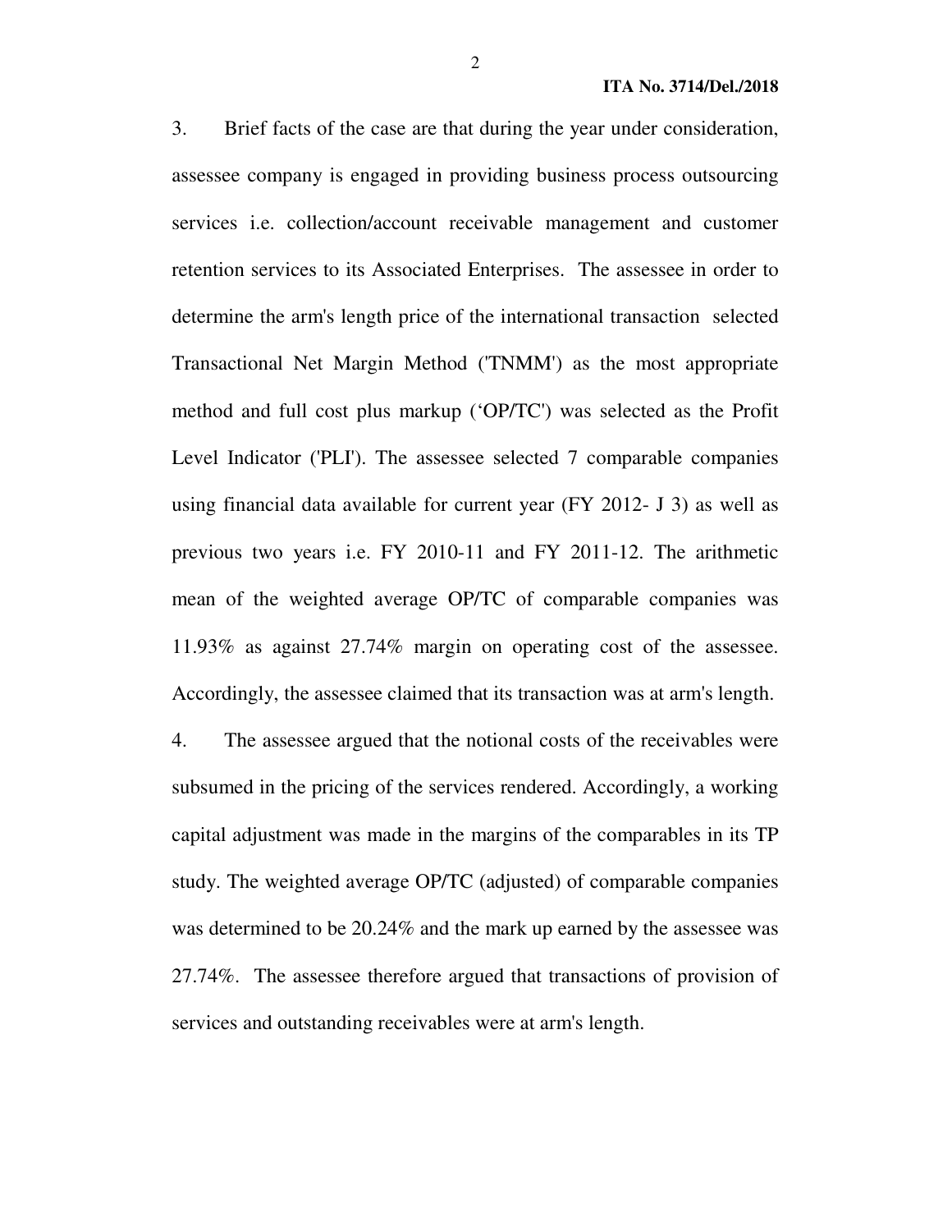3. Brief facts of the case are that during the year under consideration, assessee company is engaged in providing business process outsourcing services i.e. collection/account receivable management and customer retention services to its Associated Enterprises. The assessee in order to determine the arm's length price of the international transaction selected Transactional Net Margin Method ('TNMM') as the most appropriate method and full cost plus markup ('OP/TC') was selected as the Profit Level Indicator ('PLI'). The assessee selected 7 comparable companies using financial data available for current year (FY 2012- J 3) as well as previous two years i.e. FY 2010-11 and FY 2011-12. The arithmetic mean of the weighted average OP/TC of comparable companies was 11.93% as against 27.74% margin on operating cost of the assessee. Accordingly, the assessee claimed that its transaction was at arm's length.

4. The assessee argued that the notional costs of the receivables were subsumed in the pricing of the services rendered. Accordingly, a working capital adjustment was made in the margins of the comparables in its TP study. The weighted average OP/TC (adjusted) of comparable companies was determined to be 20.24% and the mark up earned by the assessee was 27.74%. The assessee therefore argued that transactions of provision of services and outstanding receivables were at arm's length.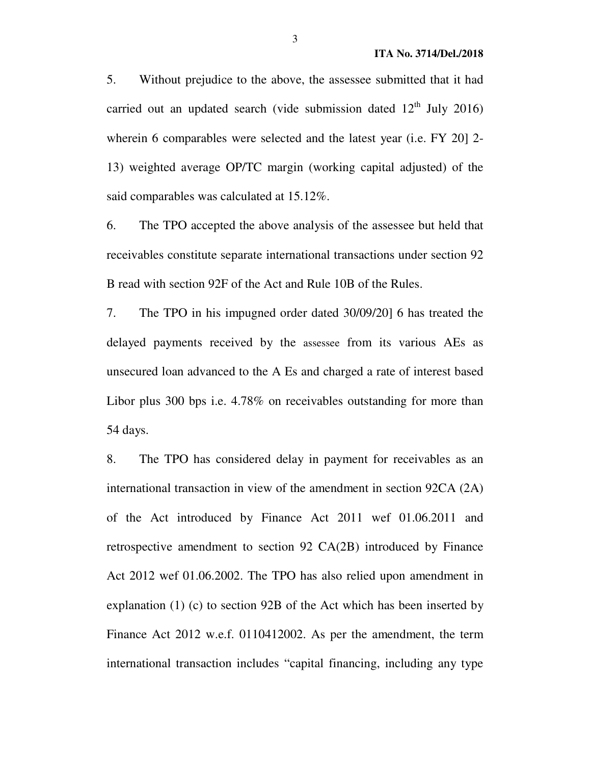5. Without prejudice to the above, the assessee submitted that it had carried out an updated search (vide submission dated 12th July 2016) wherein 6 comparables were selected and the latest year (i.e. FY 20] 2-13) weighted average OP/TC margin (working capital adjusted) of the said comparables was calculated at 15.12%.

6. The TPO accepted the above analysis of the assessee but held that receivables constitute separate international transactions under section 92 B read with section 92F of the Act and Rule 10B of the Rules.

7. The TPO in his impugned order dated 30/09/20] 6 has treated the delayed payments received by the assessee from its various AEs as unsecured loan advanced to the A Es and charged a rate of interest based Libor plus 300 bps i.e. 4.78% on receivables outstanding for more than 54 days.

8. The TPO has considered delay in payment for receivables as an international transaction in view of the amendment in section 92CA (2A) of the Act introduced by Finance Act 2011 wef 01.06.2011 and retrospective amendment to section 92 CA(2B) introduced by Finance Act 2012 wef 01.06.2002. The TPO has also relied upon amendment in explanation (1) (c) to section 92B of the Act which has been inserted by Finance Act 2012 w.e.f. 0110412002. As per the amendment, the term international transaction includes "capital financing, including any type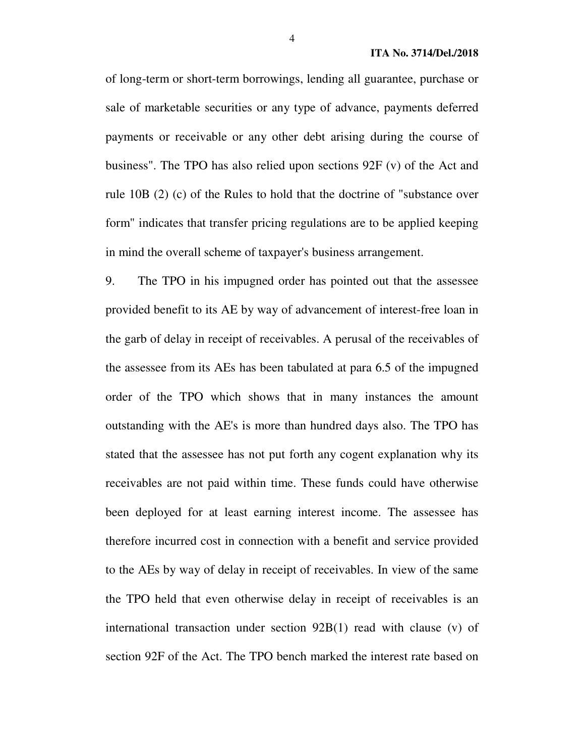of long-term or short-term borrowings, lending all guarantee, purchase or sale of marketable securities or any type of advance, payments deferred payments or receivable or any other debt arising during the course of business". The TPO has also relied upon sections 92F (v) of the Act and rule 10B (2) (c) of the Rules to hold that the doctrine of "substance over form" indicates that transfer pricing regulations are to be applied keeping in mind the overall scheme of taxpayer's business arrangement.

9. The TPO in his impugned order has pointed out that the assessee provided benefit to its AE by way of advancement of interest-free loan in the garb of delay in receipt of receivables. A perusal of the receivables of the assessee from its AEs has been tabulated at para 6.5 of the impugned order of the TPO which shows that in many instances the amount outstanding with the AE's is more than hundred days also. The TPO has stated that the assessee has not put forth any cogent explanation why its receivables are not paid within time. These funds could have otherwise been deployed for at least earning interest income. The assessee has therefore incurred cost in connection with a benefit and service provided to the AEs by way of delay in receipt of receivables. In view of the same the TPO held that even otherwise delay in receipt of receivables is an international transaction under section 92B(1) read with clause (v) of section 92F of the Act. The TPO bench marked the interest rate based on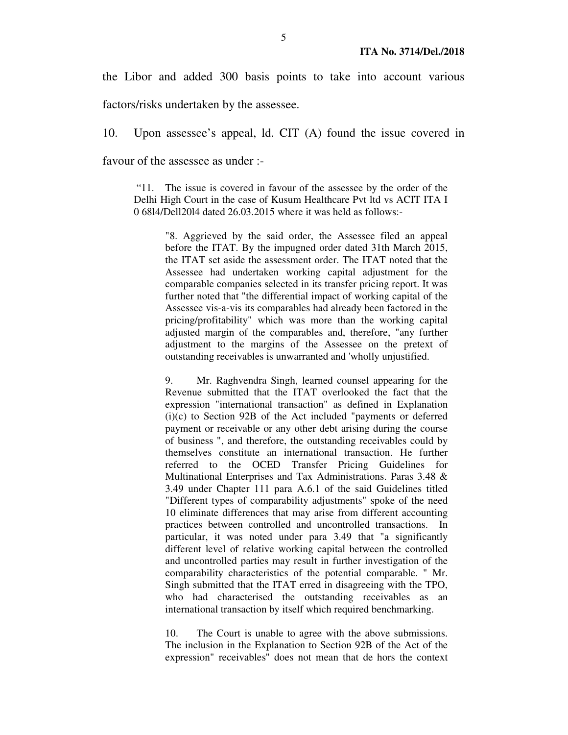the Libor and added 300 basis points to take into account various factors/risks undertaken by the assessee.

10. Upon assessee's appeal, ld. CIT (A) found the issue covered in favour of the assessee as under :-

> "11. The issue is covered in favour of the assessee by the order of the Delhi High Court in the case of Kusum Healthcare Pvt ltd vs ACIT ITA I 0 68l4/Dell20l4 dated 26.03.2015 where it was held as follows:-
>
> > "8. Aggrieved by the said order, the Assessee filed an appeal before the ITAT. By the impugned order dated 31th March 2015, the ITAT set aside the assessment order. The ITAT noted that the Assessee had undertaken working capital adjustment for the comparable companies selected in its transfer pricing report. It was further noted that "the differential impact of working capital of the Assessee vis-a-vis its comparables had already been factored in the pricing/profitability" which was more than the working capital adjusted margin of the comparables and, therefore, "any further adjustment to the margins of the Assessee on the pretext of outstanding receivables is unwarranted and 'wholly unjustified.
> >
> > 9. Mr. Raghvendra Singh, learned counsel appearing for the Revenue submitted that the ITAT overlooked the fact that the expression "international transaction" as defined in Explanation (i)(c) to Section 92B of the Act included "payments or deferred payment or receivable or any other debt arising during the course of business ", and therefore, the outstanding receivables could by themselves constitute an international transaction. He further referred to the OCED Transfer Pricing Guidelines for Multinational Enterprises and Tax Administrations. Paras 3.48 & 3.49 under Chapter 111 para A.6.1 of the said Guidelines titled "Different types of comparability adjustments" spoke of the need 10 eliminate differences that may arise from different accounting practices between controlled and uncontrolled transactions. In particular, it was noted under para 3.49 that "a significantly different level of relative working capital between the controlled and uncontrolled parties may result in further investigation of the comparability characteristics of the potential comparable. " Mr. Singh submitted that the ITAT erred in disagreeing with the TPO, who had characterised the outstanding receivables as an international transaction by itself which required benchmarking.
> >
> > 10. The Court is unable to agree with the above submissions. The inclusion in the Explanation to Section 92B of the Act of the expression" receivables" does not mean that de hors the context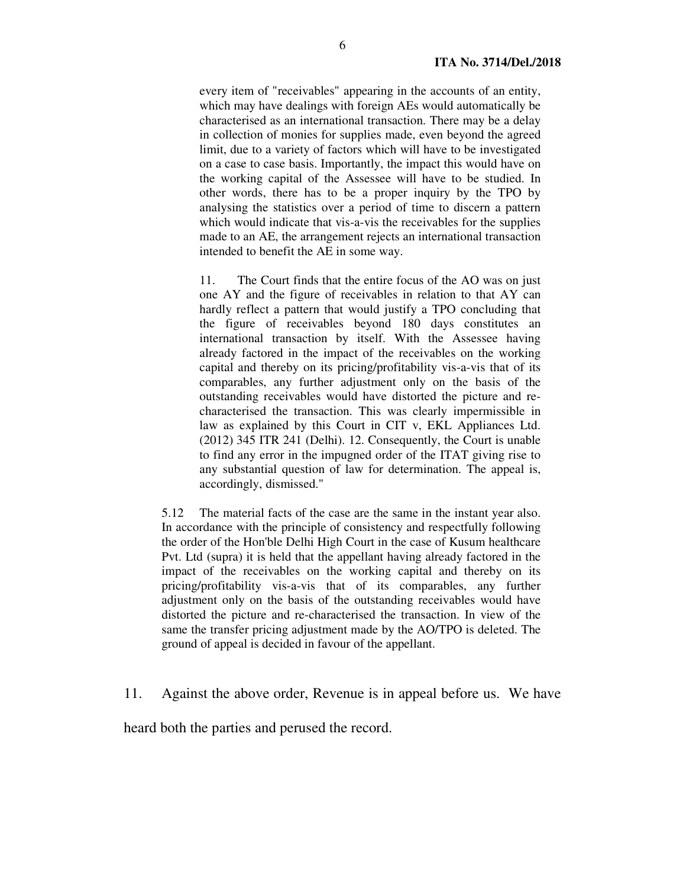every item of "receivables" appearing in the accounts of an entity, which may have dealings with foreign AEs would automatically be characterised as an international transaction. There may be a delay in collection of monies for supplies made, even beyond the agreed limit, due to a variety of factors which will have to be investigated on a case to case basis. Importantly, the impact this would have on the working capital of the Assessee will have to be studied. In other words, there has to be a proper inquiry by the TPO by analysing the statistics over a period of time to discern a pattern which would indicate that vis-a-vis the receivables for the supplies made to an AE, the arrangement rejects an international transaction intended to benefit the AE in some way.

11. The Court finds that the entire focus of the AO was on just one AY and the figure of receivables in relation to that AY can hardly reflect a pattern that would justify a TPO concluding that the figure of receivables beyond 180 days constitutes an international transaction by itself. With the Assessee having already factored in the impact of the receivables on the working capital and thereby on its pricing/profitability vis-a-vis that of its comparables, any further adjustment only on the basis of the outstanding receivables would have distorted the picture and re-characterised the transaction. This was clearly impermissible in law as explained by this Court in CIT v, EKL Appliances Ltd. (2012) 345 ITR 241 (Delhi). 12. Consequently, the Court is unable to find any error in the impugned order of the ITAT giving rise to any substantial question of law for determination. The appeal is, accordingly, dismissed."

5.12 The material facts of the case are the same in the instant year also. In accordance with the principle of consistency and respectfully following the order of the Hon'ble Delhi High Court in the case of Kusum healthcare Pvt. Ltd (supra) it is held that the appellant having already factored in the impact of the receivables on the working capital and thereby on its pricing/profitability vis-a-vis that of its comparables, any further adjustment only on the basis of the outstanding receivables would have distorted the picture and re-characterised the transaction. In view of the same the transfer pricing adjustment made by the AO/TPO is deleted. The ground of appeal is decided in favour of the appellant.

11. Against the above order, Revenue is in appeal before us. We have heard both the parties and perused the record.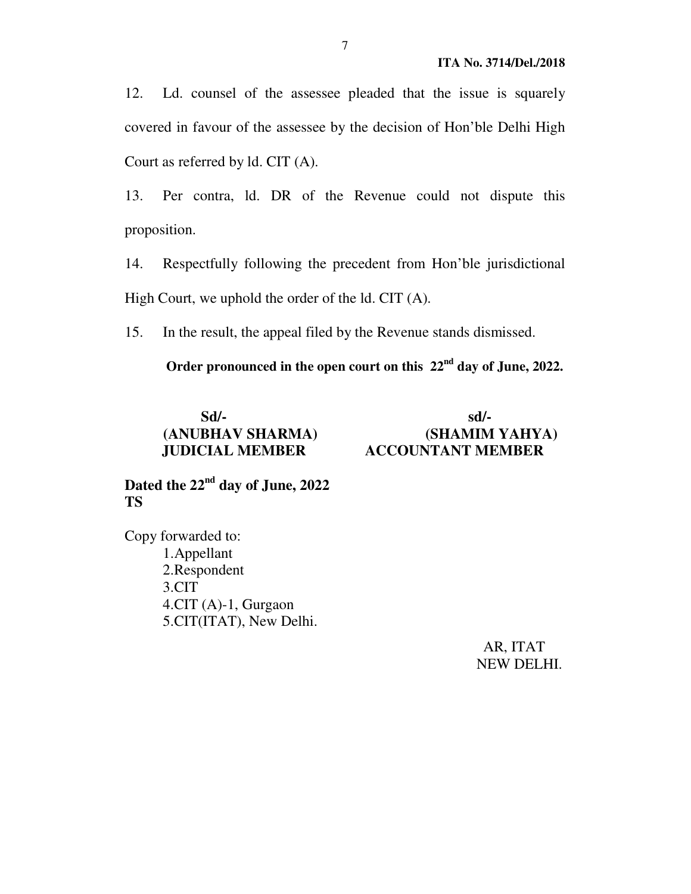12. Ld. counsel of the assessee pleaded that the issue is squarely covered in favour of the assessee by the decision of Hon'ble Delhi High Court as referred by ld. CIT (A).

13. Per contra, ld. DR of the Revenue could not dispute this proposition.

14. Respectfully following the precedent from Hon'ble jurisdictional High Court, we uphold the order of the ld. CIT (A).

15. In the result, the appeal filed by the Revenue stands dismissed.

**Order pronounced in the open court on this 22nd day of June, 2022.**

**Sd/-**
**(ANUBHAV SHARMA)**
**JUDICIAL MEMBER**

**sd/-**
**(SHAMIM YAHYA)**
**ACCOUNTANT MEMBER**

**Dated the 22nd day of June, 2022**
**TS**

Copy forwarded to:

1. Appellant
2. Respondent
3. CIT
4. CIT (A)-1, Gurgaon
5. CIT(ITAT), New Delhi.

AR, ITAT
NEW DELHI.